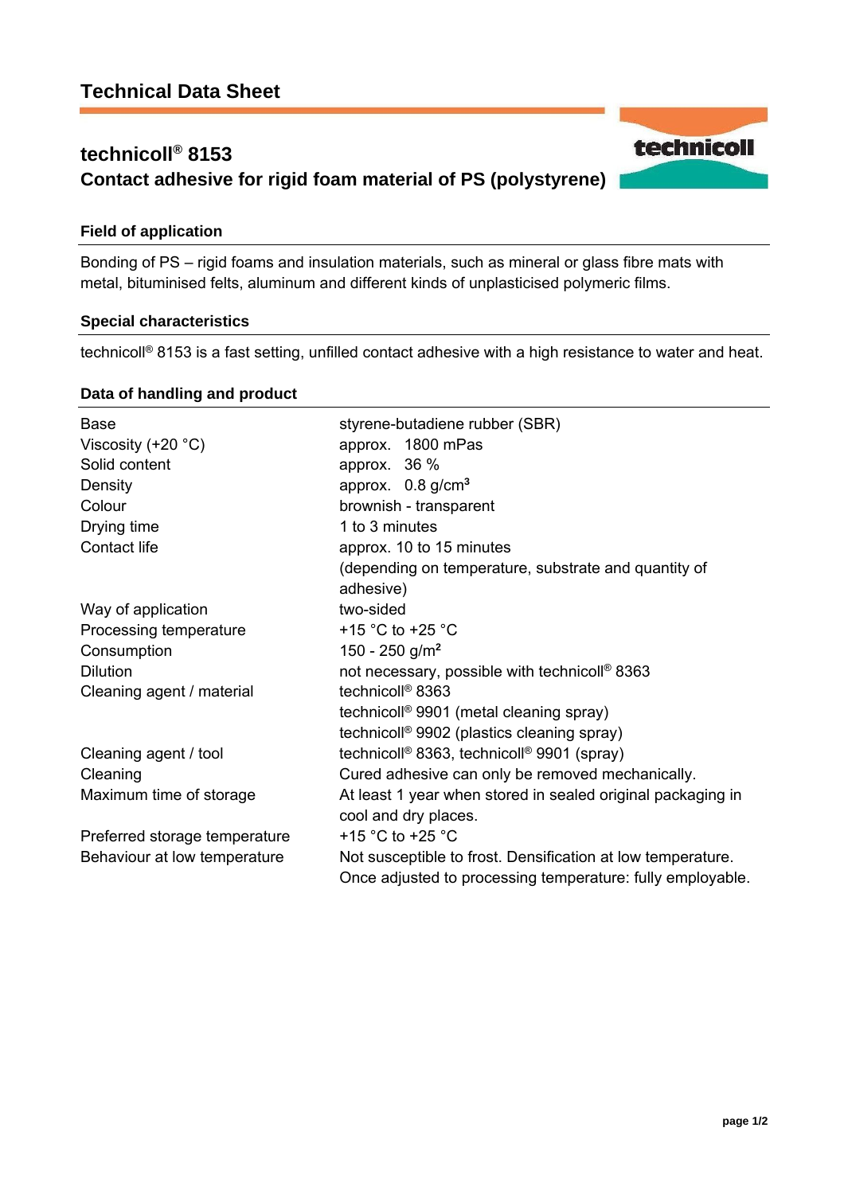# Technical Data Sheet

## technicoll® 8153
## Contact adhesive for rigid foam material of PS (polystyrene)

### Field of application

Bonding of PS – rigid foams and insulation materials, such as mineral or glass fibre mats with metal, bituminised felts, aluminum and different kinds of unplasticised polymeric films.

### Special characteristics

technicoll® 8153 is a fast setting, unfilled contact adhesive with a high resistance to water and heat.

### Data of handling and product

| | |
|---|---|
| Base | styrene-butadiene rubber (SBR) |
| Viscosity (+20 °C) | approx. 1800 mPas |
| Solid content | approx. 36 % |
| Density | approx. 0.8 g/cm³ |
| Colour | brownish - transparent |
| Drying time | 1 to 3 minutes |
| Contact life | approx. 10 to 15 minutes (depending on temperature, substrate and quantity of adhesive) |
| Way of application | two-sided |
| Processing temperature | +15 °C to +25 °C |
| Consumption | 150 - 250 g/m² |
| Dilution | not necessary, possible with technicoll® 8363 |
| Cleaning agent / material | technicoll® 8363<br>technicoll® 9901 (metal cleaning spray)<br>technicoll® 9902 (plastics cleaning spray) |
| Cleaning agent / tool | technicoll® 8363, technicoll® 9901 (spray) |
| Cleaning | Cured adhesive can only be removed mechanically. |
| Maximum time of storage | At least 1 year when stored in sealed original packaging in cool and dry places. |
| Preferred storage temperature | +15 °C to +25 °C |
| Behaviour at low temperature | Not susceptible to frost. Densification at low temperature. Once adjusted to processing temperature: fully employable. |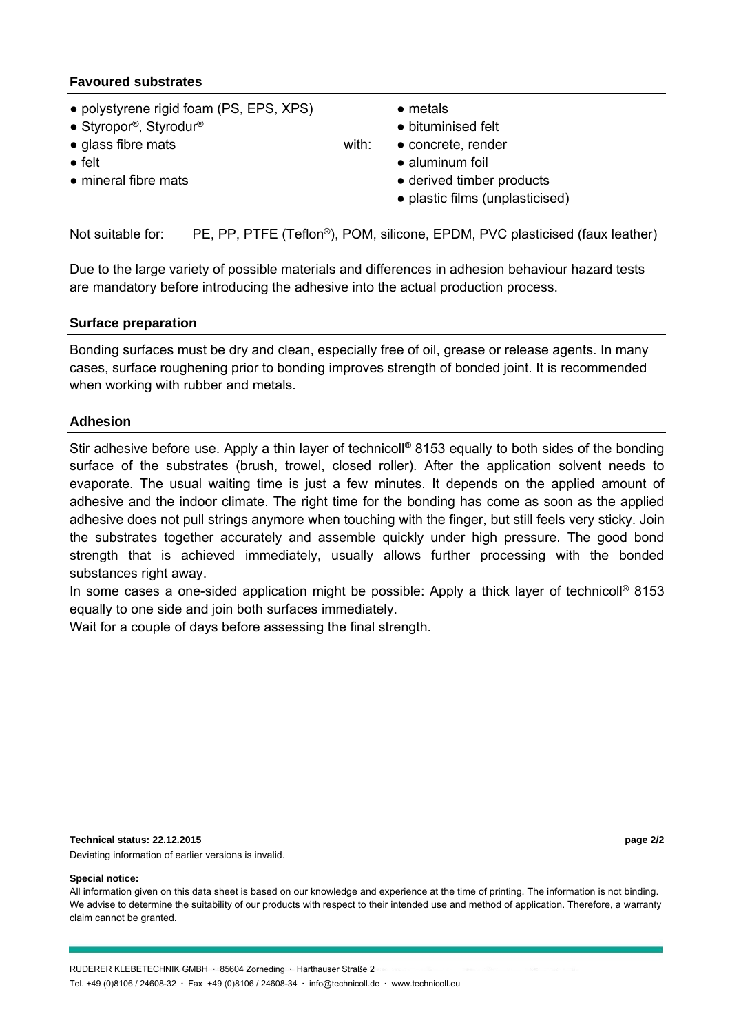## Favoured substrates

| | | |
|---|---|---|
| ● polystyrene rigid foam (PS, EPS, XPS) | | ● metals |
| ● Styropor®, Styrodur® | | ● bituminised felt |
| ● glass fibre mats | with: | ● concrete, render |
| ● felt | | ● aluminum foil |
| ● mineral fibre mats | | ● derived timber products |
| | | ● plastic films (unplasticised) |

Not suitable for: PE, PP, PTFE (Teflon®), POM, silicone, EPDM, PVC plasticised (faux leather)

Due to the large variety of possible materials and differences in adhesion behaviour hazard tests are mandatory before introducing the adhesive into the actual production process.

## Surface preparation

Bonding surfaces must be dry and clean, especially free of oil, grease or release agents. In many cases, surface roughening prior to bonding improves strength of bonded joint. It is recommended when working with rubber and metals.

## Adhesion

Stir adhesive before use. Apply a thin layer of technicoll® 8153 equally to both sides of the bonding surface of the substrates (brush, trowel, closed roller). After the application solvent needs to evaporate. The usual waiting time is just a few minutes. It depends on the applied amount of adhesive and the indoor climate. The right time for the bonding has come as soon as the applied adhesive does not pull strings anymore when touching with the finger, but still feels very sticky. Join the substrates together accurately and assemble quickly under high pressure. The good bond strength that is achieved immediately, usually allows further processing with the bonded substances right away.
In some cases a one-sided application might be possible: Apply a thick layer of technicoll® 8153 equally to one side and join both surfaces immediately.
Wait for a couple of days before assessing the final strength.

**Technical status: 22.12.2015**

Deviating information of earlier versions is invalid.

**Special notice:**
All information given on this data sheet is based on our knowledge and experience at the time of printing. The information is not binding. We advise to determine the suitability of our products with respect to their intended use and method of application. Therefore, a warranty claim cannot be granted.

RUDERER KLEBETECHNIK GMBH · 85604 Zorneding · Harthauser Straße 2
Tel. +49 (0)8106 / 24608-32 · Fax +49 (0)8106 / 24608-34 · info@technicoll.de · www.technicoll.eu